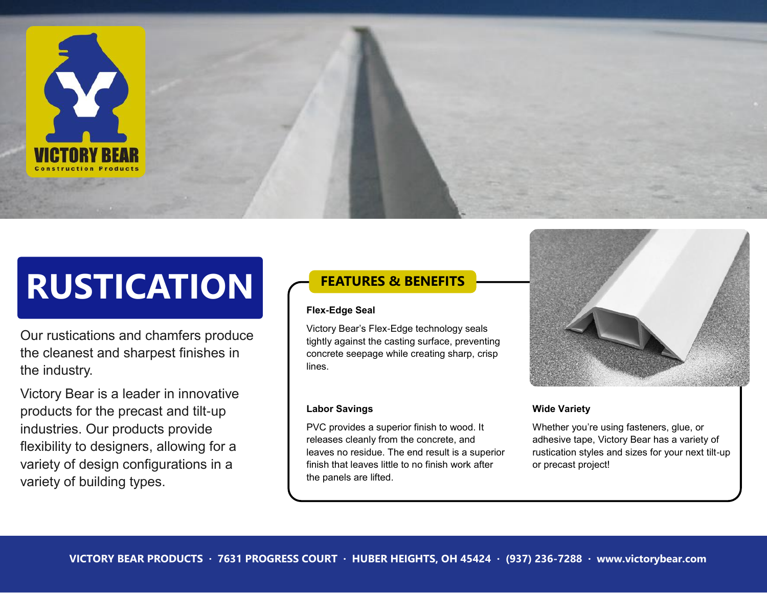VICTORY BEAR
Construction Products

# RUSTICATION

Our rustications and chamfers produce the cleanest and sharpest finishes in the industry.

Victory Bear is a leader in innovative products for the precast and tilt-up industries. Our products provide flexibility to designers, allowing for a variety of design configurations in a variety of building types.

## FEATURES & BENEFITS

**Flex-Edge Seal**

Victory Bear's Flex-Edge technology seals tightly against the casting surface, preventing concrete seepage while creating sharp, crisp lines.

**Labor Savings**

PVC provides a superior finish to wood. It releases cleanly from the concrete, and leaves no residue. The end result is a superior finish that leaves little to no finish work after the panels are lifted.

**Wide Variety**

Whether you're using fasteners, glue, or adhesive tape, Victory Bear has a variety of rustication styles and sizes for your next tilt-up or precast project!

**VICTORY BEAR PRODUCTS · 7631 PROGRESS COURT · HUBER HEIGHTS, OH 45424 · (937) 236-7288 · www.victorybear.com**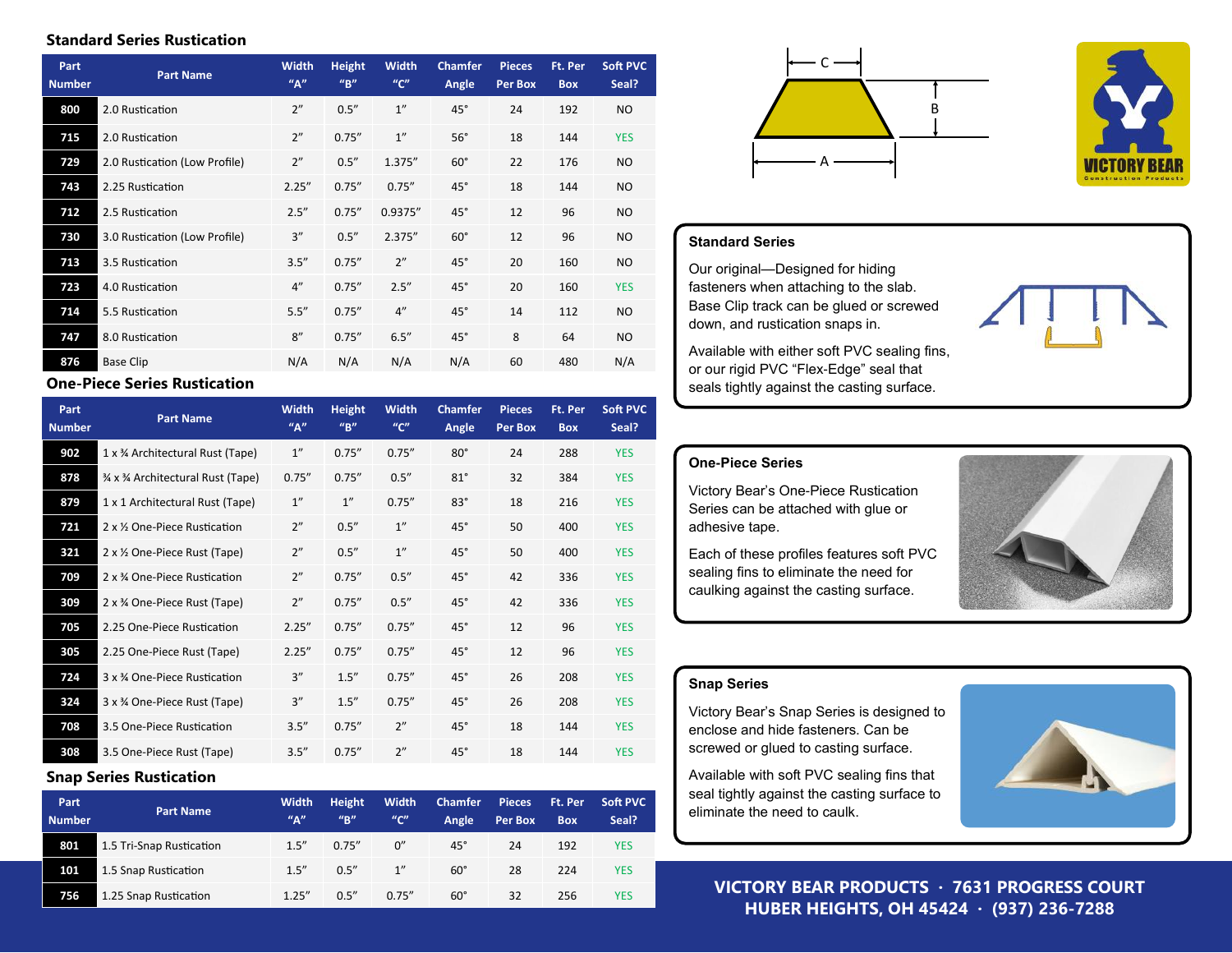## Standard Series Rustication

| Part Number | Part Name | Width "A" | Height "B" | Width "C" | Chamfer Angle | Pieces Per Box | Ft. Per Box | Soft PVC Seal? |
|---|---|---|---|---|---|---|---|---|
| 800 | 2.0 Rustication | 2" | 0.5" | 1" | 45° | 24 | 192 | NO |
| 715 | 2.0 Rustication | 2" | 0.75" | 1" | 56° | 18 | 144 | YES |
| 729 | 2.0 Rustication (Low Profile) | 2" | 0.5" | 1.375" | 60° | 22 | 176 | NO |
| 743 | 2.25 Rustication | 2.25" | 0.75" | 0.75" | 45° | 18 | 144 | NO |
| 712 | 2.5 Rustication | 2.5" | 0.75" | 0.9375" | 45° | 12 | 96 | NO |
| 730 | 3.0 Rustication (Low Profile) | 3" | 0.5" | 2.375" | 60° | 12 | 96 | NO |
| 713 | 3.5 Rustication | 3.5" | 0.75" | 2" | 45° | 20 | 160 | NO |
| 723 | 4.0 Rustication | 4" | 0.75" | 2.5" | 45° | 20 | 160 | YES |
| 714 | 5.5 Rustication | 5.5" | 0.75" | 4" | 45° | 14 | 112 | NO |
| 747 | 8.0 Rustication | 8" | 0.75" | 6.5" | 45° | 8 | 64 | NO |
| 876 | Base Clip | N/A | N/A | N/A | N/A | 60 | 480 | N/A |

## One-Piece Series Rustication

| Part Number | Part Name | Width "A" | Height "B" | Width "C" | Chamfer Angle | Pieces Per Box | Ft. Per Box | Soft PVC Seal? |
|---|---|---|---|---|---|---|---|---|
| 902 | 1 x ¾ Architectural Rust (Tape) | 1" | 0.75" | 0.75" | 80° | 24 | 288 | YES |
| 878 | ¾ x ¾ Architectural Rust (Tape) | 0.75" | 0.75" | 0.5" | 81° | 32 | 384 | YES |
| 879 | 1 x 1 Architectural Rust (Tape) | 1" | 1" | 0.75" | 83° | 18 | 216 | YES |
| 721 | 2 x ½ One-Piece Rustication | 2" | 0.5" | 1" | 45° | 50 | 400 | YES |
| 321 | 2 x ½ One-Piece Rust (Tape) | 2" | 0.5" | 1" | 45° | 50 | 400 | YES |
| 709 | 2 x ¾ One-Piece Rustication | 2" | 0.75" | 0.5" | 45° | 42 | 336 | YES |
| 309 | 2 x ¾ One-Piece Rust (Tape) | 2" | 0.75" | 0.5" | 45° | 42 | 336 | YES |
| 705 | 2.25 One-Piece Rustication | 2.25" | 0.75" | 0.75" | 45° | 12 | 96 | YES |
| 305 | 2.25 One-Piece Rust (Tape) | 2.25" | 0.75" | 0.75" | 45° | 12 | 96 | YES |
| 724 | 3 x ¾ One-Piece Rustication | 3" | 1.5" | 0.75" | 45° | 26 | 208 | YES |
| 324 | 3 x ¾ One-Piece Rust (Tape) | 3" | 1.5" | 0.75" | 45° | 26 | 208 | YES |
| 708 | 3.5 One-Piece Rustication | 3.5" | 0.75" | 2" | 45° | 18 | 144 | YES |
| 308 | 3.5 One-Piece Rust (Tape) | 3.5" | 0.75" | 2" | 45° | 18 | 144 | YES |

## Snap Series Rustication

| Part Number | Part Name | Width "A" | Height "B" | Width "C" | Chamfer Angle | Pieces Per Box | Ft. Per Box | Soft PVC Seal? |
|---|---|---|---|---|---|---|---|---|
| 801 | 1.5 Tri-Snap Rustication | 1.5" | 0.75" | 0" | 45° | 24 | 192 | YES |
| 101 | 1.5 Snap Rustication | 1.5" | 0.5" | 1" | 60° | 28 | 224 | YES |
| 756 | 1.25 Snap Rustication | 1.25" | 0.5" | 0.75" | 60° | 32 | 256 | YES |

C

B

A

VICTORY BEAR
Construction Products

### Standard Series

Our original—Designed for hiding fasteners when attaching to the slab. Base Clip track can be glued or screwed down, and rustication snaps in.

Available with either soft PVC sealing fins, or our rigid PVC "Flex-Edge" seal that seals tightly against the casting surface.

### One-Piece Series

Victory Bear's One-Piece Rustication Series can be attached with glue or adhesive tape.

Each of these profiles features soft PVC sealing fins to eliminate the need for caulking against the casting surface.

### Snap Series

Victory Bear's Snap Series is designed to enclose and hide fasteners. Can be screwed or glued to casting surface.

Available with soft PVC sealing fins that seal tightly against the casting surface to eliminate the need to caulk.

**VICTORY BEAR PRODUCTS · 7631 PROGRESS COURT**
**HUBER HEIGHTS, OH 45424 · (937) 236-7288**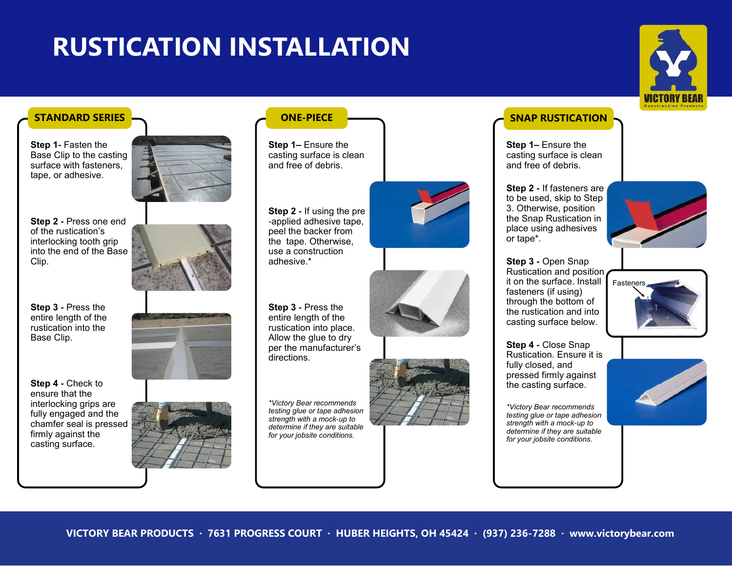# RUSTICATION INSTALLATION

VICTORY BEAR
Construction Products

## STANDARD SERIES

**Step 1-** Fasten the Base Clip to the casting surface with fasteners, tape, or adhesive.

**Step 2 -** Press one end of the rustication's interlocking tooth grip into the end of the Base Clip.

**Step 3 -** Press the entire length of the rustication into the Base Clip.

**Step 4 -** Check to ensure that the interlocking grips are fully engaged and the chamfer seal is pressed firmly against the casting surface.

## ONE-PIECE

**Step 1–** Ensure the casting surface is clean and free of debris.

**Step 2 -** If using the pre -applied adhesive tape, peel the backer from the tape. Otherwise, use a construction adhesive.*

**Step 3 -** Press the entire length of the rustication into place. Allow the glue to dry per the manufacturer's directions.

*\*Victory Bear recommends testing glue or tape adhesion strength with a mock-up to determine if they are suitable for your jobsite conditions.*

## SNAP RUSTICATION

**Step 1–** Ensure the casting surface is clean and free of debris.

**Step 2 -** If fasteners are to be used, skip to Step 3. Otherwise, position the Snap Rustication in place using adhesives or tape*.

**Step 3 -** Open Snap Rustication and position it on the surface. Install fasteners (if using) through the bottom of the rustication and into casting surface below.

Fasteners

**Step 4 -** Close Snap Rustication. Ensure it is fully closed, and pressed firmly against the casting surface.

*\*Victory Bear recommends testing glue or tape adhesion strength with a mock-up to determine if they are suitable for your jobsite conditions.*

**VICTORY BEAR PRODUCTS · 7631 PROGRESS COURT · HUBER HEIGHTS, OH 45424 · (937) 236-7288 · www.victorybear.com**